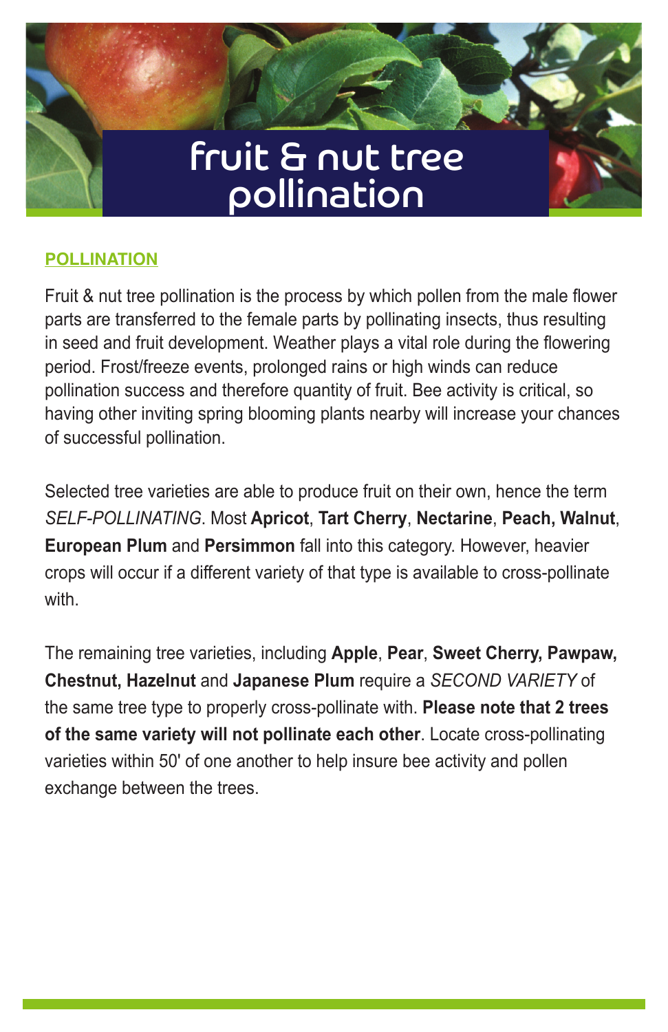# fruit & nut tree pollination

## POLLINATION

Fruit & nut tree pollination is the process by which pollen from the male flower parts are transferred to the female parts by pollinating insects, thus resulting in seed and fruit development. Weather plays a vital role during the flowering period. Frost/freeze events, prolonged rains or high winds can reduce pollination success and therefore quantity of fruit. Bee activity is critical, so having other inviting spring blooming plants nearby will increase your chances of successful pollination.

Selected tree varieties are able to produce fruit on their own, hence the term *SELF-POLLINATING*. Most **Apricot**, **Tart Cherry**, **Nectarine**, **Peach, Walnut**, **European Plum** and **Persimmon** fall into this category. However, heavier crops will occur if a different variety of that type is available to cross-pollinate with.

The remaining tree varieties, including **Apple**, **Pear**, **Sweet Cherry, Pawpaw, Chestnut, Hazelnut** and **Japanese Plum** require a *SECOND VARIETY* of the same tree type to properly cross-pollinate with. **Please note that 2 trees of the same variety will not pollinate each other**. Locate cross-pollinating varieties within 50' of one another to help insure bee activity and pollen exchange between the trees.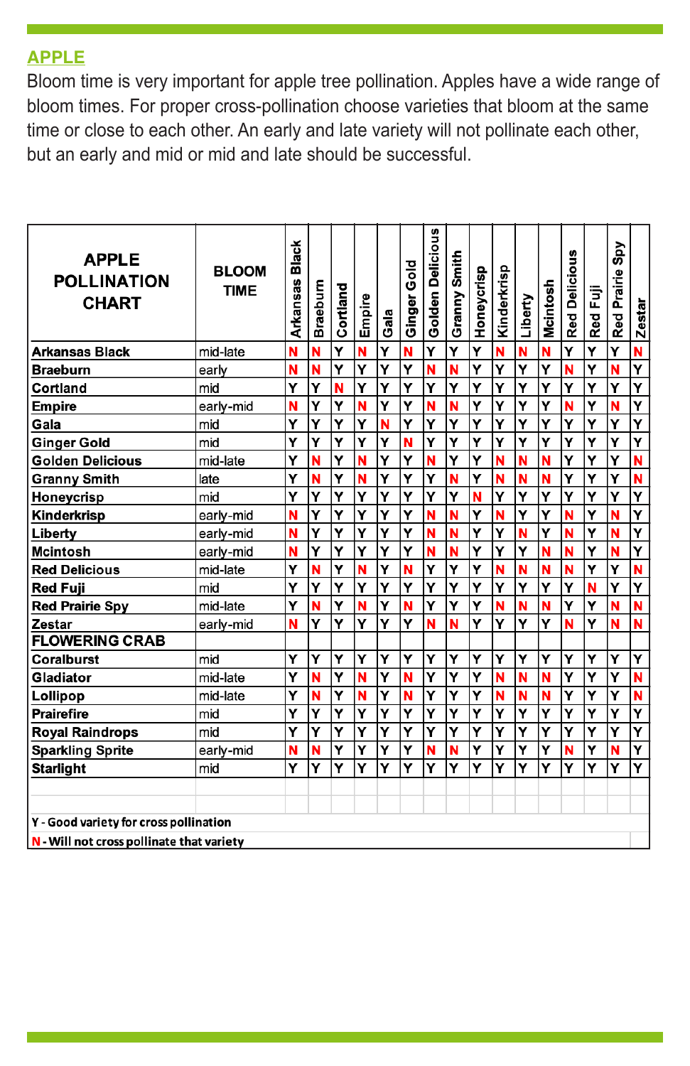## APPLE

Bloom time is very important for apple tree pollination. Apples have a wide range of bloom times. For proper cross-pollination choose varieties that bloom at the same time or close to each other. An early and late variety will not pollinate each other, but an early and mid or mid and late should be successful.

| APPLE POLLINATION CHART | BLOOM TIME | Arkansas Black | Braeburn | Cortland | Empire | Gala | Ginger Gold | Golden Delicious | Granny Smith | Honeycrisp | Kinderkrisp | Liberty | Mcintosh | Red Delicious | Red Fuji | Red Prairie Spy | Zestar |
|---|---|---|---|---|---|---|---|---|---|---|---|---|---|---|---|---|---|
| **Arkansas Black** | mid-late | N | N | Y | N | Y | N | Y | Y | Y | N | N | N | Y | Y | Y | N |
| **Braeburn** | early | N | N | Y | Y | Y | Y | N | N | Y | Y | Y | Y | N | Y | N | Y |
| **Cortland** | mid | Y | Y | N | Y | Y | Y | Y | Y | Y | Y | Y | Y | Y | Y | Y | Y |
| **Empire** | early-mid | N | Y | Y | N | Y | Y | N | N | Y | Y | Y | Y | N | Y | N | Y |
| **Gala** | mid | Y | Y | Y | Y | N | Y | Y | Y | Y | Y | Y | Y | Y | Y | Y | Y |
| **Ginger Gold** | mid | Y | Y | Y | Y | Y | N | Y | Y | Y | Y | Y | Y | Y | Y | Y | Y |
| **Golden Delicious** | mid-late | Y | N | Y | N | Y | Y | N | Y | Y | N | N | N | Y | Y | Y | N |
| **Granny Smith** | late | Y | N | Y | N | Y | Y | Y | N | Y | N | N | N | Y | Y | Y | N |
| **Honeycrisp** | mid | Y | Y | Y | Y | Y | Y | Y | Y | N | Y | Y | Y | Y | Y | Y | Y |
| **Kinderkrisp** | early-mid | N | Y | Y | Y | Y | Y | N | N | Y | N | Y | Y | N | Y | N | Y |
| **Liberty** | early-mid | N | Y | Y | Y | Y | Y | N | N | Y | Y | N | Y | N | Y | N | Y |
| **Mcintosh** | early-mid | N | Y | Y | Y | Y | Y | N | N | Y | Y | Y | N | N | Y | N | Y |
| **Red Delicious** | mid-late | Y | N | Y | N | Y | N | Y | Y | Y | N | N | N | N | Y | Y | N |
| **Red Fuji** | mid | Y | Y | Y | Y | Y | Y | Y | Y | Y | Y | Y | Y | Y | N | Y | Y |
| **Red Prairie Spy** | mid-late | Y | N | Y | N | Y | N | Y | Y | Y | N | N | N | Y | Y | N | N |
| **Zestar** | early-mid | N | Y | Y | Y | Y | Y | N | N | Y | Y | Y | Y | N | Y | N | N |
| **FLOWERING CRAB** | | | | | | | | | | | | | | | | | |
| **Coralburst** | mid | Y | Y | Y | Y | Y | Y | Y | Y | Y | Y | Y | Y | Y | Y | Y | Y |
| **Gladiator** | mid-late | Y | N | Y | N | Y | N | Y | Y | Y | N | N | N | Y | Y | Y | N |
| **Lollipop** | mid-late | Y | N | Y | N | Y | N | Y | Y | Y | N | N | N | Y | Y | Y | N |
| **Prairefire** | mid | Y | Y | Y | Y | Y | Y | Y | Y | Y | Y | Y | Y | Y | Y | Y | Y |
| **Royal Raindrops** | mid | Y | Y | Y | Y | Y | Y | Y | Y | Y | Y | Y | Y | Y | Y | Y | Y |
| **Sparkling Sprite** | early-mid | N | N | Y | Y | Y | Y | N | N | Y | Y | Y | Y | N | Y | N | Y |
| **Starlight** | mid | Y | Y | Y | Y | Y | Y | Y | Y | Y | Y | Y | Y | Y | Y | Y | Y |

Y - Good variety for cross pollination

N - Will not cross pollinate that variety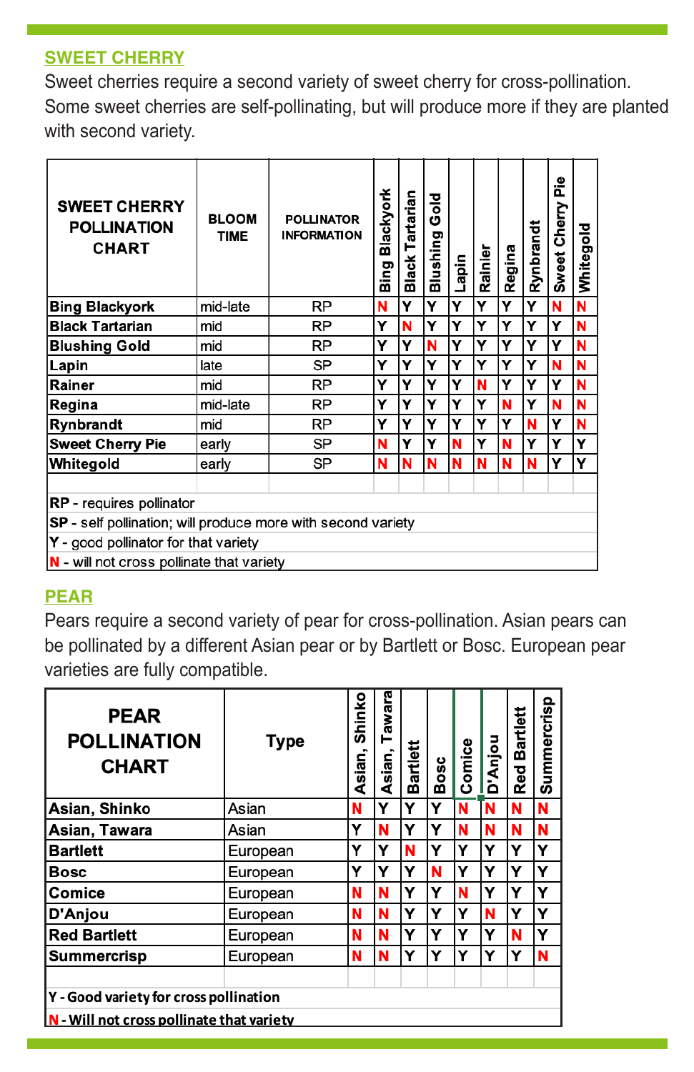## SWEET CHERRY

Sweet cherries require a second variety of sweet cherry for cross-pollination. Some sweet cherries are self-pollinating, but will produce more if they are planted with second variety.

| SWEET CHERRY POLLINATION CHART | BLOOM TIME | POLLINATOR INFORMATION | Bing Blackyork | Black Tartarian | Blushing Gold | Lapin | Rainier | Regina | Rynbrandt | Sweet Cherry Pie | Whitegold |
|---|---|---|---|---|---|---|---|---|---|---|---|
| Bing Blackyork | mid-late | RP | N | Y | Y | Y | Y | Y | Y | N | N |
| Black Tartarian | mid | RP | Y | N | Y | Y | Y | Y | Y | Y | N |
| Blushing Gold | mid | RP | Y | Y | N | Y | Y | Y | Y | Y | N |
| Lapin | late | SP | Y | Y | Y | Y | Y | Y | Y | N | N |
| Rainer | mid | RP | Y | Y | Y | Y | N | Y | Y | Y | N |
| Regina | mid-late | RP | Y | Y | Y | Y | Y | N | Y | N | N |
| Rynbrandt | mid | RP | Y | Y | Y | Y | Y | Y | N | Y | N |
| Sweet Cherry Pie | early | SP | N | Y | Y | N | Y | N | Y | Y | Y |
| Whitegold | early | SP | N | N | N | N | N | N | N | Y | Y |

**RP** - requires pollinator
**SP** - self pollination; will produce more with second variety
**Y** - good pollinator for that variety
**N** - will not cross pollinate that variety

## PEAR

Pears require a second variety of pear for cross-pollination. Asian pears can be pollinated by a different Asian pear or by Bartlett or Bosc. European pear varieties are fully compatible.

| PEAR POLLINATION CHART | Type | Asian, Shinko | Asian, Tawara | Bartlett | Bosc | Comice | D'Anjou | Red Bartlett | Summercrisp |
|---|---|---|---|---|---|---|---|---|---|
| Asian, Shinko | Asian | N | Y | Y | Y | N | N | N | N |
| Asian, Tawara | Asian | Y | N | Y | Y | N | N | N | N |
| Bartlett | European | Y | Y | N | Y | Y | Y | Y | Y |
| Bosc | European | Y | Y | Y | N | Y | Y | Y | Y |
| Comice | European | N | N | Y | Y | N | Y | Y | Y |
| D'Anjou | European | N | N | Y | Y | Y | N | Y | Y |
| Red Bartlett | European | N | N | Y | Y | Y | Y | N | Y |
| Summercrisp | European | N | N | Y | Y | Y | Y | Y | N |

**Y - Good variety for cross pollination**
**N - Will not cross pollinate that variety**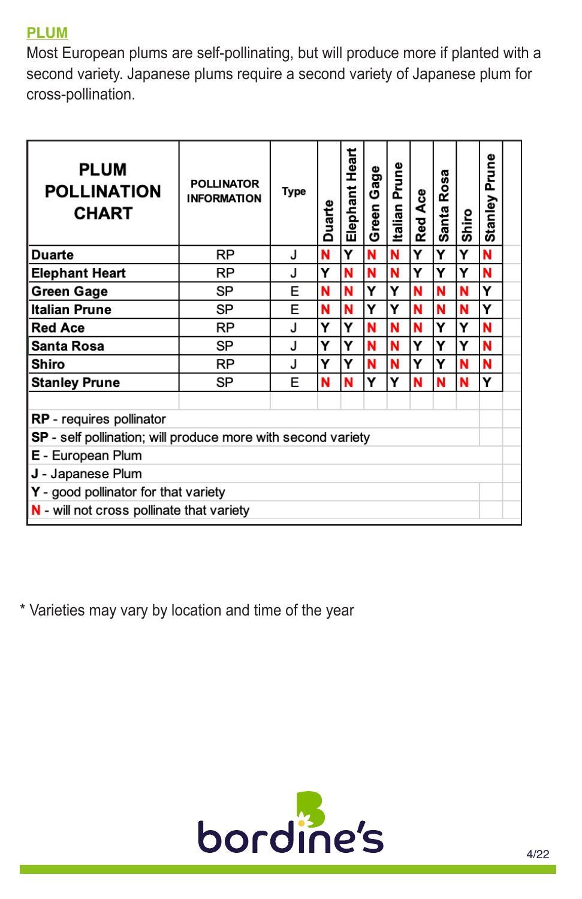## PLUM

Most European plums are self-pollinating, but will produce more if planted with a second variety. Japanese plums require a second variety of Japanese plum for cross-pollination.

| PLUM POLLINATION CHART | POLLINATOR INFORMATION | Type | Duarte | Elephant Heart | Green Gage | Italian Prune | Red Ace | Santa Rosa | Shiro | Stanley Prune |
|---|---|---|---|---|---|---|---|---|---|---|
| **Duarte** | RP | J | N | Y | N | N | Y | Y | Y | N |
| **Elephant Heart** | RP | J | Y | N | N | N | Y | Y | Y | N |
| **Green Gage** | SP | E | N | N | Y | Y | N | N | N | Y |
| **Italian Prune** | SP | E | N | N | Y | Y | N | N | N | Y |
| **Red Ace** | RP | J | Y | Y | N | N | N | Y | Y | N |
| **Santa Rosa** | SP | J | Y | Y | N | N | Y | Y | Y | N |
| **Shiro** | RP | J | Y | Y | N | N | Y | Y | N | N |
| **Stanley Prune** | SP | E | N | N | Y | Y | N | N | N | Y |

**RP** - requires pollinator
**SP** - self pollination; will produce more with second variety
**E** - European Plum
**J** - Japanese Plum
**Y** - good pollinator for that variety
**N** - will not cross pollinate that variety

* Varieties may vary by location and time of the year

bordine's